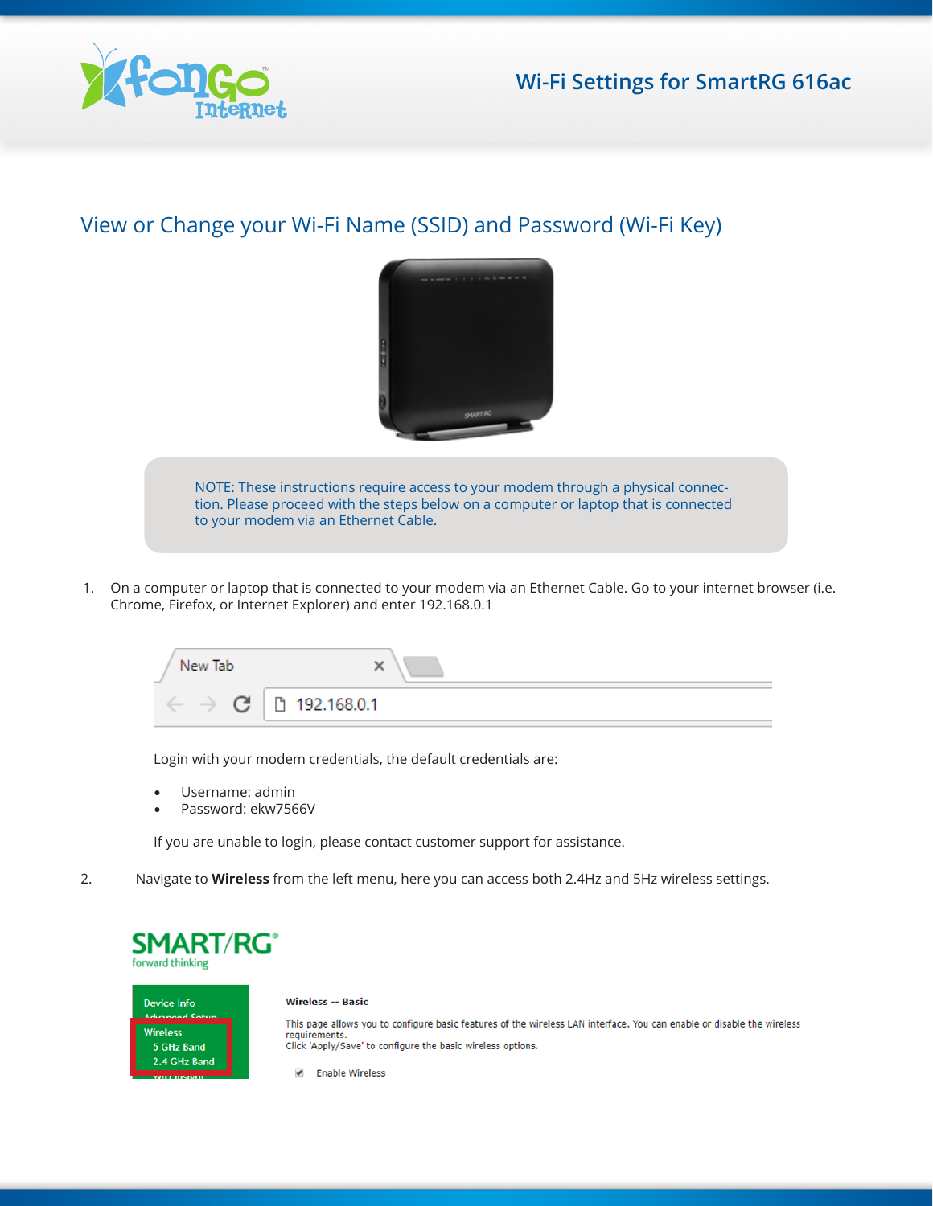# Wi-Fi Settings for SmartRG 616ac

## View or Change your Wi-Fi Name (SSID) and Password (Wi-Fi Key)

NOTE: These instructions require access to your modem through a physical connection. Please proceed with the steps below on a computer or laptop that is connected to your modem via an Ethernet Cable.

1. On a computer or laptop that is connected to your modem via an Ethernet Cable. Go to your internet browser (i.e. Chrome, Firefox, or Internet Explorer) and enter 192.168.0.1

   Login with your modem credentials, the default credentials are:

   - Username: admin
   - Password: ekw7566V

   If you are unable to login, please contact customer support for assistance.

2. Navigate to **Wireless** from the left menu, here you can access both 2.4Hz and 5Hz wireless settings.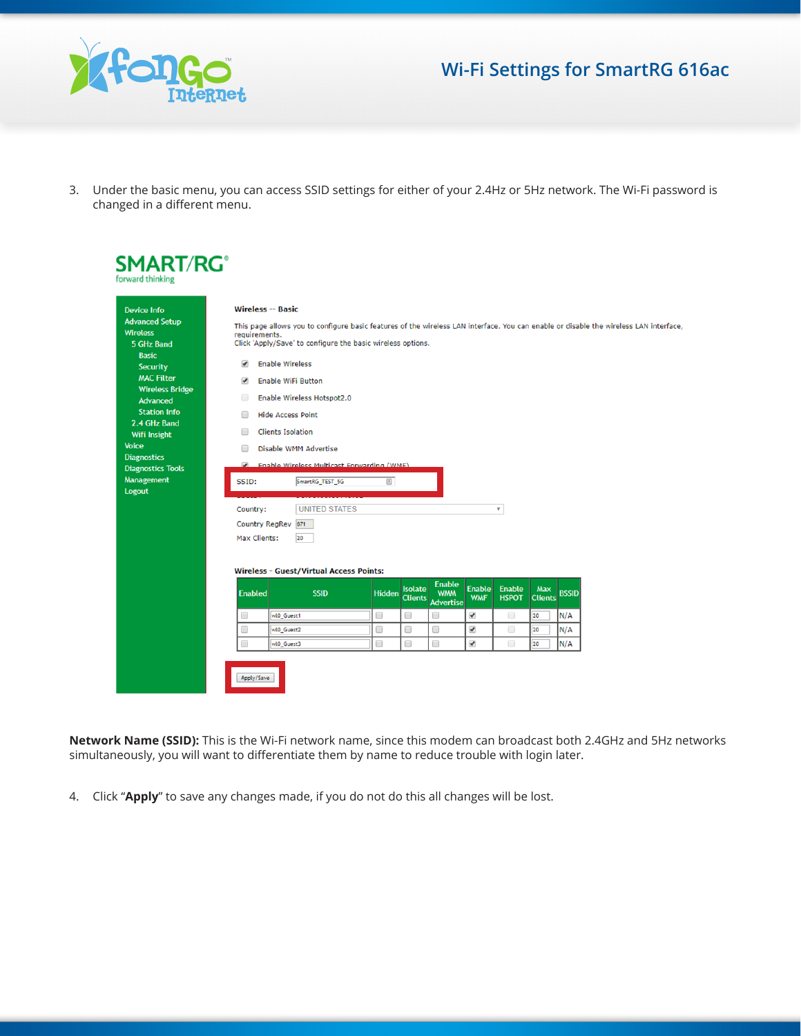3. Under the basic menu, you can access SSID settings for either of your 2.4Hz or 5Hz network. The Wi-Fi password is changed in a different menu.

SMART/RG
forward thinking

- Device Info
- Advanced Setup
- Wireless
  - 5 GHz Band
    - Basic
    - Security
    - MAC Filter
    - Wireless Bridge
    - Advanced
    - Station Info
  - 2.4 GHz Band
  - Wifi Insight
- Voice
- Diagnostics
- Diagnostics Tools
- Management
- Logout

**Wireless -- Basic**

This page allows you to configure basic features of the wireless LAN interface. You can enable or disable the wireless LAN interface, requirements.
Click 'Apply/Save' to configure the basic wireless options.

- [x] Enable Wireless
- [x] Enable WiFi Button
- [ ] Enable Wireless Hotspot2.0
- [ ] Hide Access Point
- [ ] Clients Isolation
- [ ] Disable WMM Advertise
- [x] Enable Wireless Multicast Forwarding (WMF)

SSID: SmartRG_TEST_5G
Country: UNITED STATES
Country RegRev: 871
Max Clients: 20

**Wireless - Guest/Virtual Access Points:**

| Enabled | SSID | Hidden | Isolate Clients | Enable WMM Advertise | Enable WMF | Enable HSPOT | Max Clients | BSSID |
|---|---|---|---|---|---|---|---|---|
| [ ] | wl0_Guest1 | [ ] | [ ] | [ ] | [x] | [ ] | 20 | N/A |
| [ ] | wl0_Guest2 | [ ] | [ ] | [ ] | [x] | [ ] | 20 | N/A |
| [ ] | wl0_Guest3 | [ ] | [ ] | [ ] | [x] | [ ] | 20 | N/A |

Apply/Save

**Network Name (SSID):** This is the Wi-Fi network name, since this modem can broadcast both 2.4GHz and 5Hz networks simultaneously, you will want to differentiate them by name to reduce trouble with login later.

4. Click "**Apply**" to save any changes made, if you do not do this all changes will be lost.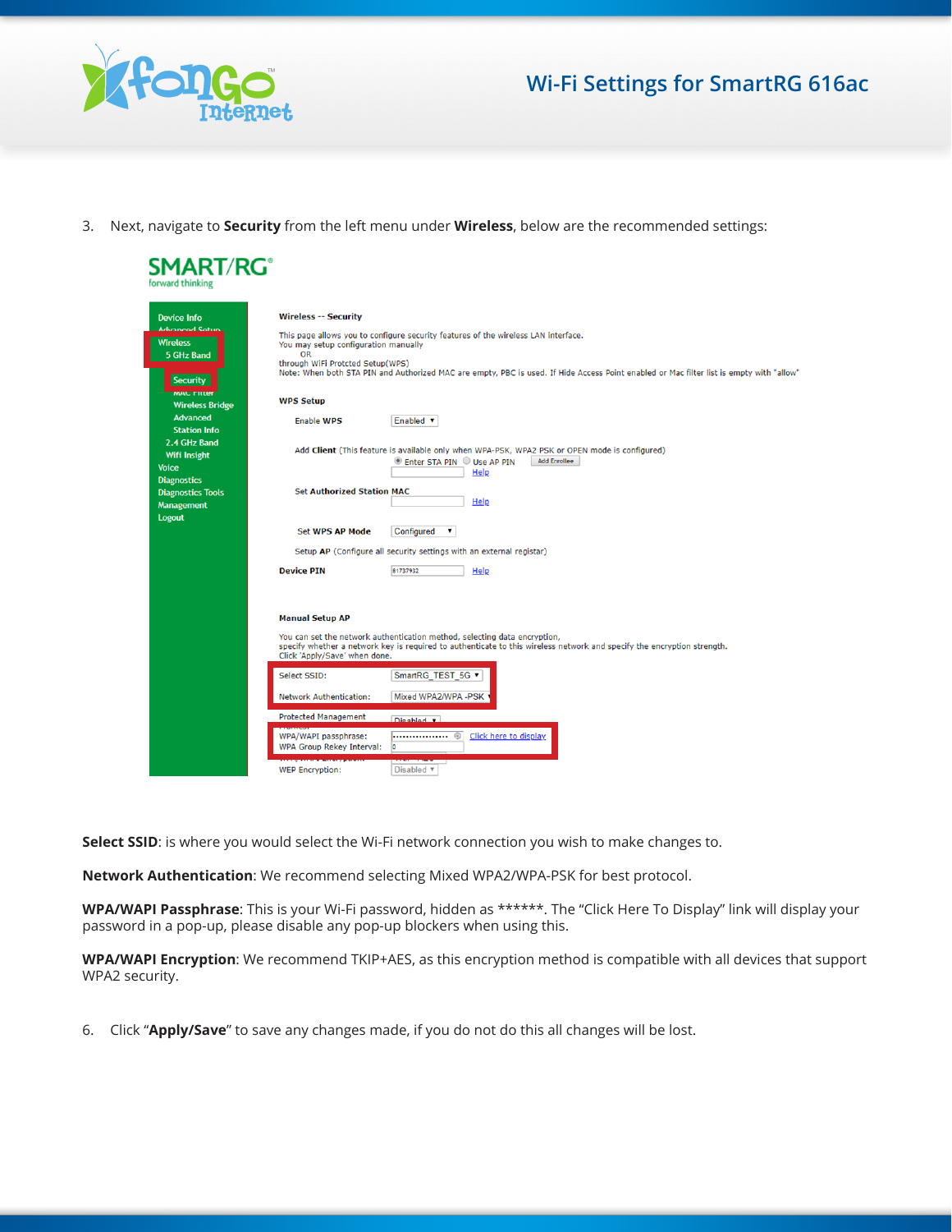3. Next, navigate to **Security** from the left menu under **Wireless**, below are the recommended settings:

SMART/RG®
forward thinking

Device Info
Advanced Setup
Wireless
5 GHz Band
Security
MAC Filter
Wireless Bridge
Advanced
Station Info
2.4 GHz Band
Wifi Insight
Voice
Diagnostics
Diagnostics Tools
Management
Logout

**Wireless -- Security**

This page allows you to configure security features of the wireless LAN interface.
You may setup configuration manually
OR
through WiFi Protcted Setup(WPS)
Note: When both STA PIN and Authorized MAC are empty, PBC is used. If Hide Access Point enabled or Mac filter list is empty with "allow"

**WPS Setup**

Enable WPS: Enabled

Add Client (This feature is available only when WPA-PSK, WPA2 PSK or OPEN mode is configured)
Enter STA PIN / Use AP PIN — Add Enrollee — Help

Set Authorized Station MAC — Help

Set WPS AP Mode: Configured

Setup AP (Configure all security settings with an external registar)

Device PIN: 61737932 — Help

**Manual Setup AP**

You can set the network authentication method, selecting data encryption,
specify whether a network key is required to authenticate to this wireless network and specify the encryption strength.
Click 'Apply/Save' when done.

Select SSID: SmartRG_TEST_5G
Network Authentication: Mixed WPA2/WPA -PSK
Protected Management Frames: Disabled
WPA/WAPI passphrase: ••••••••••••••• Click here to display
WPA Group Rekey Interval: 0
WPA/WAPI Encryption: TKIP+AES
WEP Encryption: Disabled

**Select SSID**: is where you would select the Wi-Fi network connection you wish to make changes to.

**Network Authentication**: We recommend selecting Mixed WPA2/WPA-PSK for best protocol.

**WPA/WAPI Passphrase**: This is your Wi-Fi password, hidden as ******. The "Click Here To Display" link will display your password in a pop-up, please disable any pop-up blockers when using this.

**WPA/WAPI Encryption**: We recommend TKIP+AES, as this encryption method is compatible with all devices that support WPA2 security.

6. Click "**Apply/Save**" to save any changes made, if you do not do this all changes will be lost.